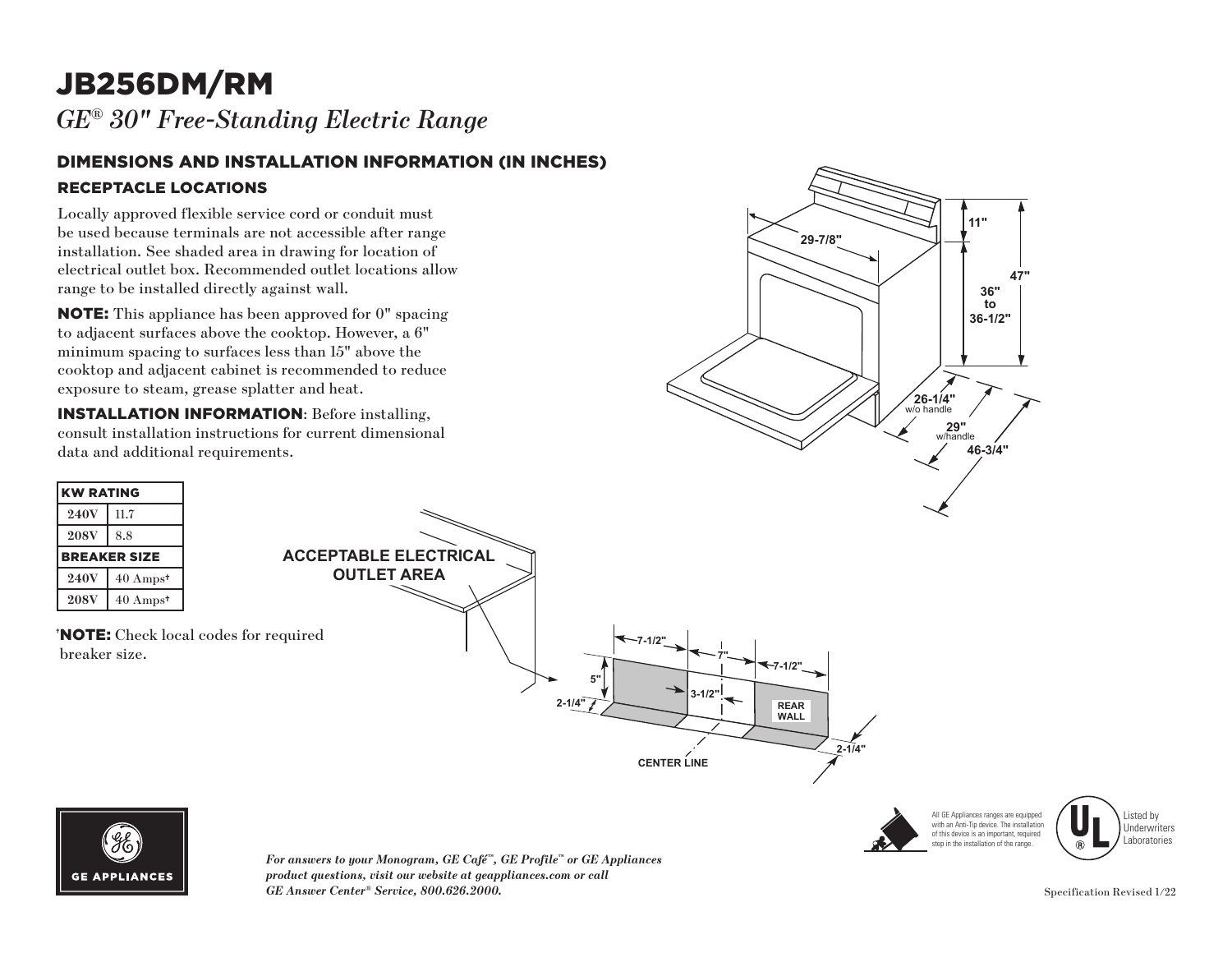# JB256DM/RM

*GE® 30" Free-Standing Electric Range*

## DIMENSIONS AND INSTALLATION INFORMATION (IN INCHES)

### RECEPTACLE LOCATIONS

Locally approved flexible service cord or conduit must be used because terminals are not accessible after range installation. See shaded area in drawing for location of electrical outlet box. Recommended outlet locations allow range to be installed directly against wall.

**NOTE:** This appliance has been approved for 0" spacing to adjacent surfaces above the cooktop. However, a 6" minimum spacing to surfaces less than 15" above the cooktop and adjacent cabinet is recommended to reduce exposure to steam, grease splatter and heat.

**INSTALLATION INFORMATION**: Before installing, consult installation instructions for current dimensional data and additional requirements.

| KW RATING | |
|---|---|
| 240V | 11.7 |
| 208V | 8.8 |
| **BREAKER SIZE** | |
| 240V | 40 Amps† |
| 208V | 40 Amps† |

†**NOTE:** Check local codes for required breaker size.

29-7/8"
11"
47"
36" to 36-1/2"
26-1/4" w/o handle
29" w/handle
46-3/4"

ACCEPTABLE ELECTRICAL OUTLET AREA

7-1/2" 7" 7-1/2"
5"
3-1/2"
2-1/4"
REAR WALL
2-1/4"
CENTER LINE

*For answers to your Monogram, GE Café™, GE Profile™ or GE Appliances product questions, visit our website at geappliances.com or call GE Answer Center® Service, 800.626.2000.*

All GE Appliances ranges are equipped with an Anti-Tip device. The installation of this device is an important, required step in the installation of the range.

Listed by Underwriters Laboratories

Specification Revised 1/22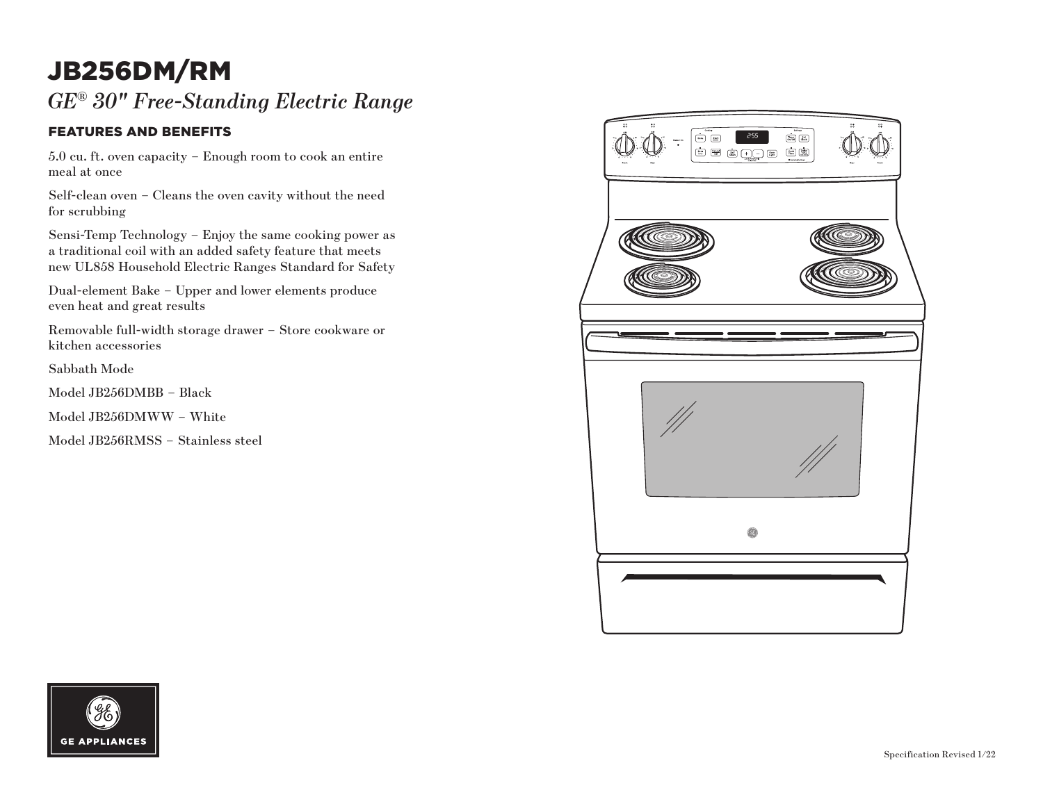# JB256DM/RM

*GE® 30" Free-Standing Electric Range*

## FEATURES AND BENEFITS

5.0 cu. ft. oven capacity – Enough room to cook an entire meal at once

Self-clean oven – Cleans the oven cavity without the need for scrubbing

Sensi-Temp Technology – Enjoy the same cooking power as a traditional coil with an added safety feature that meets new UL858 Household Electric Ranges Standard for Safety

Dual-element Bake – Upper and lower elements produce even heat and great results

Removable full-width storage drawer – Store cookware or kitchen accessories

Sabbath Mode

Model JB256DMBB – Black

Model JB256DMWW – White

Model JB256RMSS – Stainless steel

GE APPLIANCES

Specification Revised 1/22